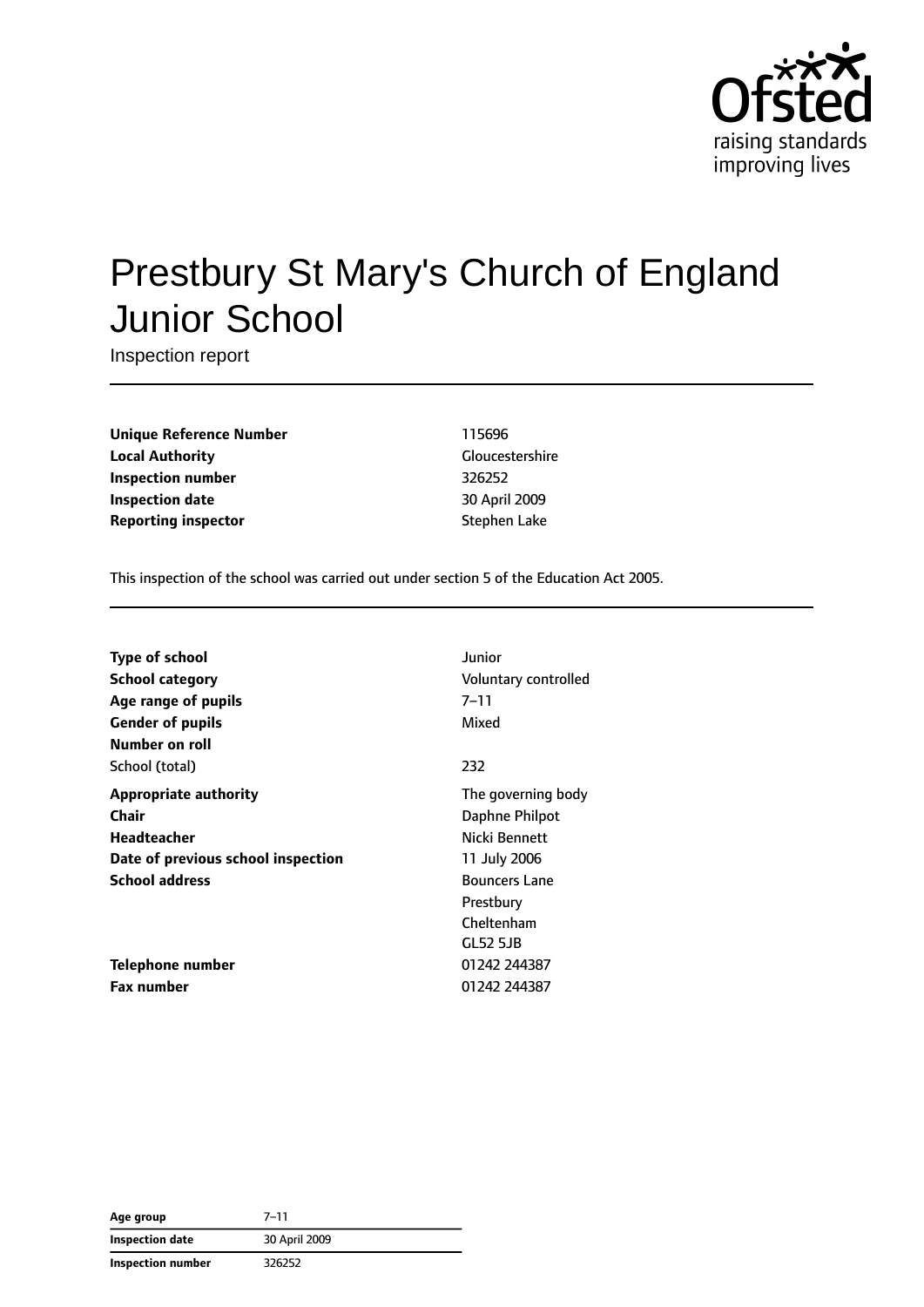# Prestbury St Mary's Church of England Junior School

Inspection report

| | |
|---|---|
| **Unique Reference Number** | 115696 |
| **Local Authority** | Gloucestershire |
| **Inspection number** | 326252 |
| **Inspection date** | 30 April 2009 |
| **Reporting inspector** | Stephen Lake |

This inspection of the school was carried out under section 5 of the Education Act 2005.

| | |
|---|---|
| **Type of school** | Junior |
| **School category** | Voluntary controlled |
| **Age range of pupils** | 7–11 |
| **Gender of pupils** | Mixed |
| **Number on roll** | |
| School (total) | 232 |
| **Appropriate authority** | The governing body |
| **Chair** | Daphne Philpot |
| **Headteacher** | Nicki Bennett |
| **Date of previous school inspection** | 11 July 2006 |
| **School address** | Bouncers Lane<br>Prestbury<br>Cheltenham<br>GL52 5JB |
| **Telephone number** | 01242 244387 |
| **Fax number** | 01242 244387 |

| | |
|---|---|
| **Age group** | 7–11 |
| **Inspection date** | 30 April 2009 |
| **Inspection number** | 326252 |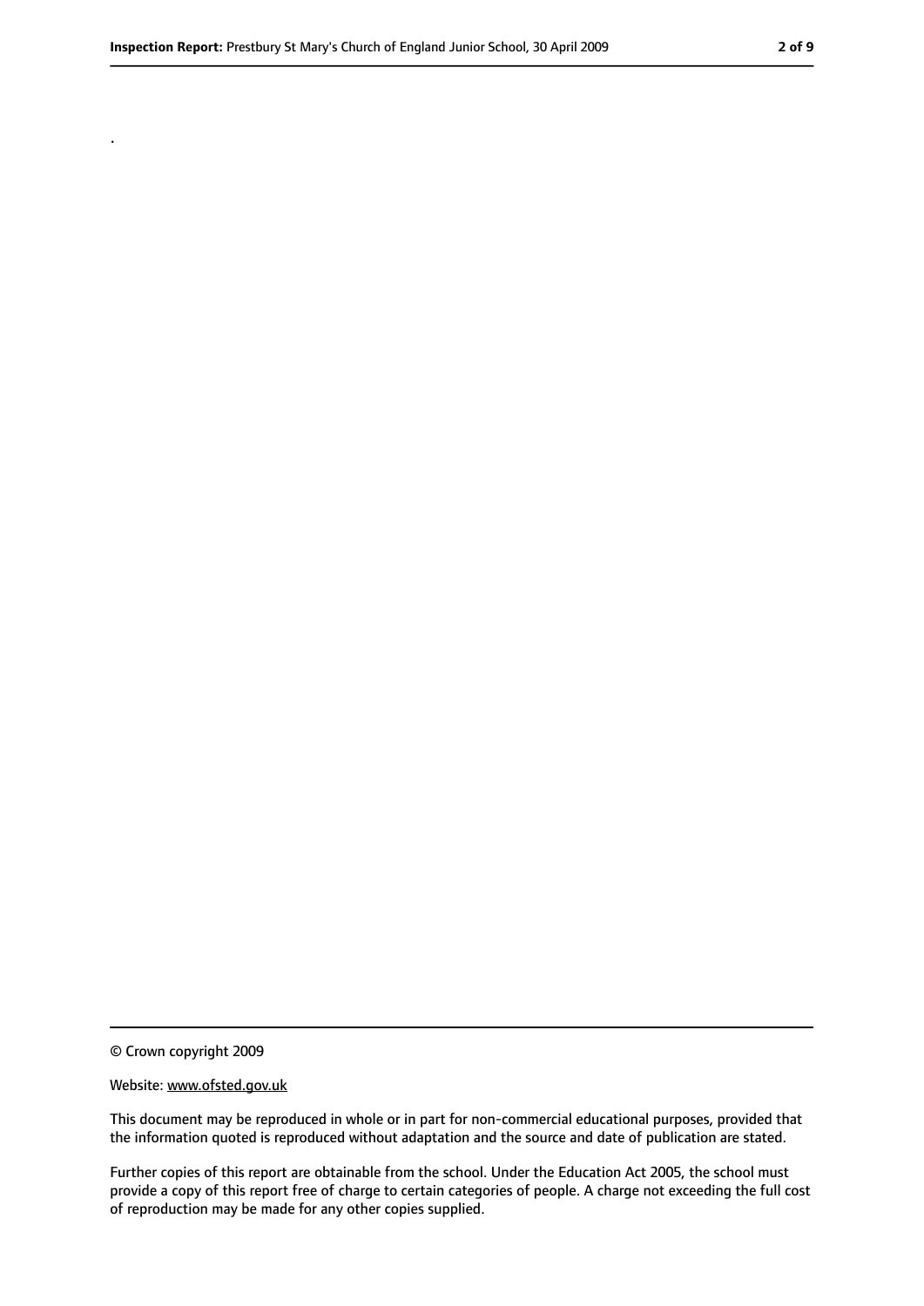.

© Crown copyright 2009

Website: www.ofsted.gov.uk

This document may be reproduced in whole or in part for non-commercial educational purposes, provided that the information quoted is reproduced without adaptation and the source and date of publication are stated.

Further copies of this report are obtainable from the school. Under the Education Act 2005, the school must provide a copy of this report free of charge to certain categories of people. A charge not exceeding the full cost of reproduction may be made for any other copies supplied.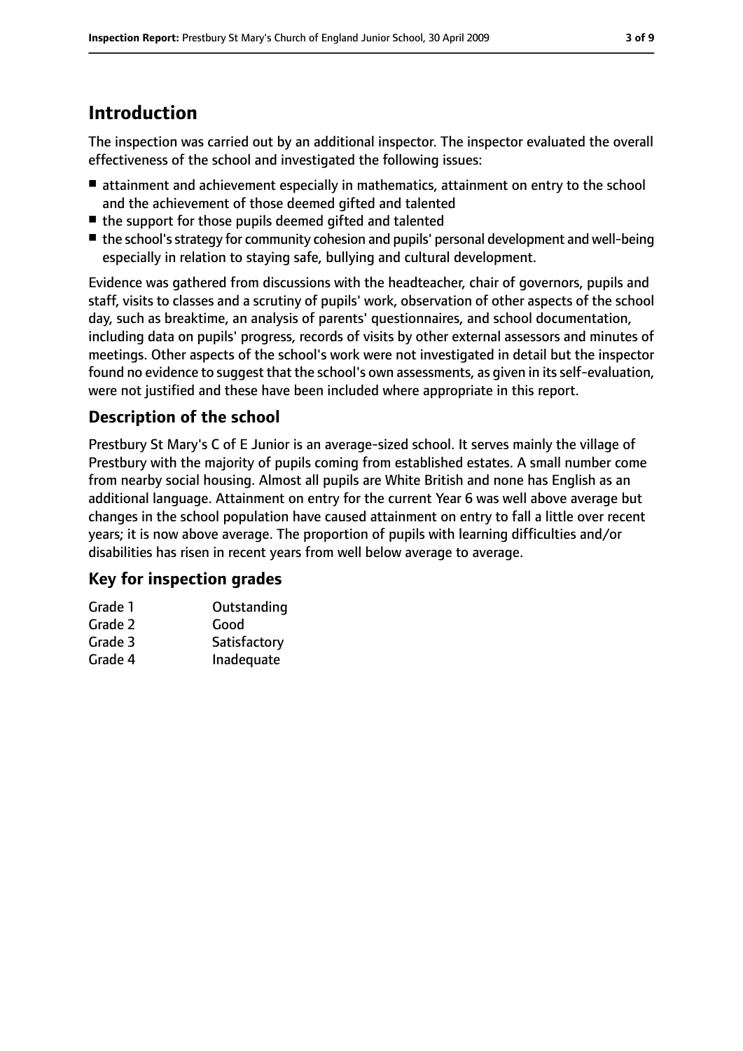# Introduction

The inspection was carried out by an additional inspector. The inspector evaluated the overall effectiveness of the school and investigated the following issues:

- attainment and achievement especially in mathematics, attainment on entry to the school and the achievement of those deemed gifted and talented
- the support for those pupils deemed gifted and talented
- the school's strategy for community cohesion and pupils' personal development and well-being especially in relation to staying safe, bullying and cultural development.

Evidence was gathered from discussions with the headteacher, chair of governors, pupils and staff, visits to classes and a scrutiny of pupils' work, observation of other aspects of the school day, such as breaktime, an analysis of parents' questionnaires, and school documentation, including data on pupils' progress, records of visits by other external assessors and minutes of meetings. Other aspects of the school's work were not investigated in detail but the inspector found no evidence to suggest that the school's own assessments, as given in its self-evaluation, were not justified and these have been included where appropriate in this report.

## Description of the school

Prestbury St Mary's C of E Junior is an average-sized school. It serves mainly the village of Prestbury with the majority of pupils coming from established estates. A small number come from nearby social housing. Almost all pupils are White British and none has English as an additional language. Attainment on entry for the current Year 6 was well above average but changes in the school population have caused attainment on entry to fall a little over recent years; it is now above average. The proportion of pupils with learning difficulties and/or disabilities has risen in recent years from well below average to average.

## Key for inspection grades

| | |
|---|---|
| Grade 1 | Outstanding |
| Grade 2 | Good |
| Grade 3 | Satisfactory |
| Grade 4 | Inadequate |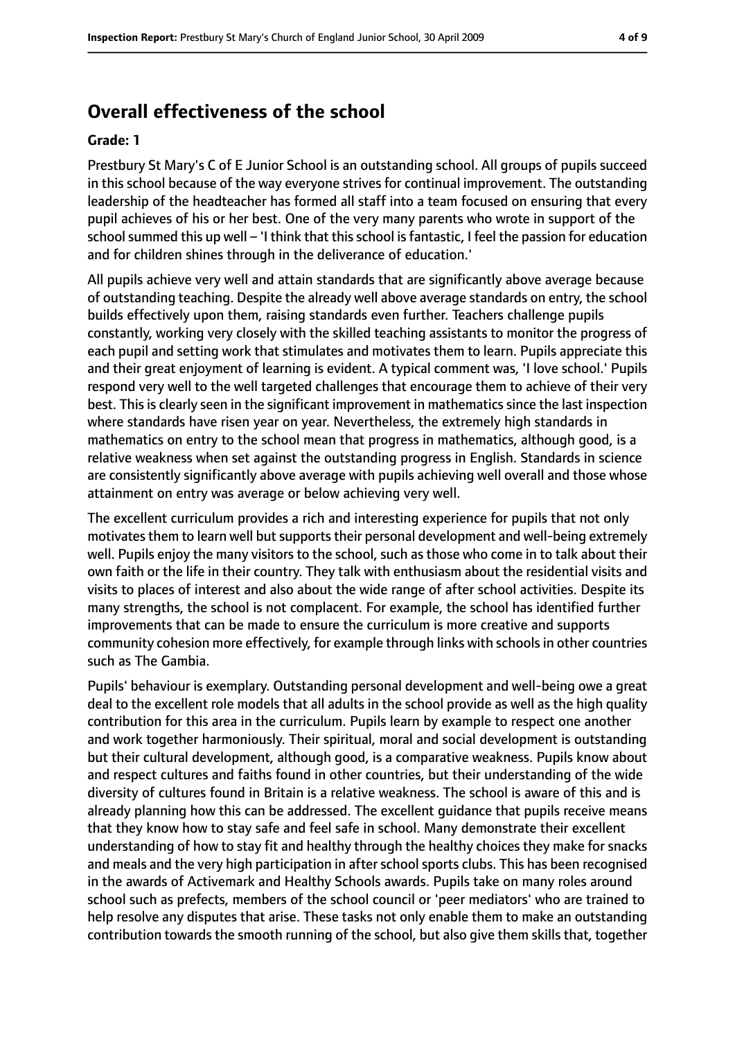# Overall effectiveness of the school

**Grade: 1**

Prestbury St Mary's C of E Junior School is an outstanding school. All groups of pupils succeed in this school because of the way everyone strives for continual improvement. The outstanding leadership of the headteacher has formed all staff into a team focused on ensuring that every pupil achieves of his or her best. One of the very many parents who wrote in support of the school summed this up well – 'I think that this school is fantastic, I feel the passion for education and for children shines through in the deliverance of education.'

All pupils achieve very well and attain standards that are significantly above average because of outstanding teaching. Despite the already well above average standards on entry, the school builds effectively upon them, raising standards even further. Teachers challenge pupils constantly, working very closely with the skilled teaching assistants to monitor the progress of each pupil and setting work that stimulates and motivates them to learn. Pupils appreciate this and their great enjoyment of learning is evident. A typical comment was, 'I love school.' Pupils respond very well to the well targeted challenges that encourage them to achieve of their very best. This is clearly seen in the significant improvement in mathematics since the last inspection where standards have risen year on year. Nevertheless, the extremely high standards in mathematics on entry to the school mean that progress in mathematics, although good, is a relative weakness when set against the outstanding progress in English. Standards in science are consistently significantly above average with pupils achieving well overall and those whose attainment on entry was average or below achieving very well.

The excellent curriculum provides a rich and interesting experience for pupils that not only motivates them to learn well but supports their personal development and well-being extremely well. Pupils enjoy the many visitors to the school, such as those who come in to talk about their own faith or the life in their country. They talk with enthusiasm about the residential visits and visits to places of interest and also about the wide range of after school activities. Despite its many strengths, the school is not complacent. For example, the school has identified further improvements that can be made to ensure the curriculum is more creative and supports community cohesion more effectively, for example through links with schools in other countries such as The Gambia.

Pupils' behaviour is exemplary. Outstanding personal development and well-being owe a great deal to the excellent role models that all adults in the school provide as well as the high quality contribution for this area in the curriculum. Pupils learn by example to respect one another and work together harmoniously. Their spiritual, moral and social development is outstanding but their cultural development, although good, is a comparative weakness. Pupils know about and respect cultures and faiths found in other countries, but their understanding of the wide diversity of cultures found in Britain is a relative weakness. The school is aware of this and is already planning how this can be addressed. The excellent guidance that pupils receive means that they know how to stay safe and feel safe in school. Many demonstrate their excellent understanding of how to stay fit and healthy through the healthy choices they make for snacks and meals and the very high participation in after school sports clubs. This has been recognised in the awards of Activemark and Healthy Schools awards. Pupils take on many roles around school such as prefects, members of the school council or 'peer mediators' who are trained to help resolve any disputes that arise. These tasks not only enable them to make an outstanding contribution towards the smooth running of the school, but also give them skills that, together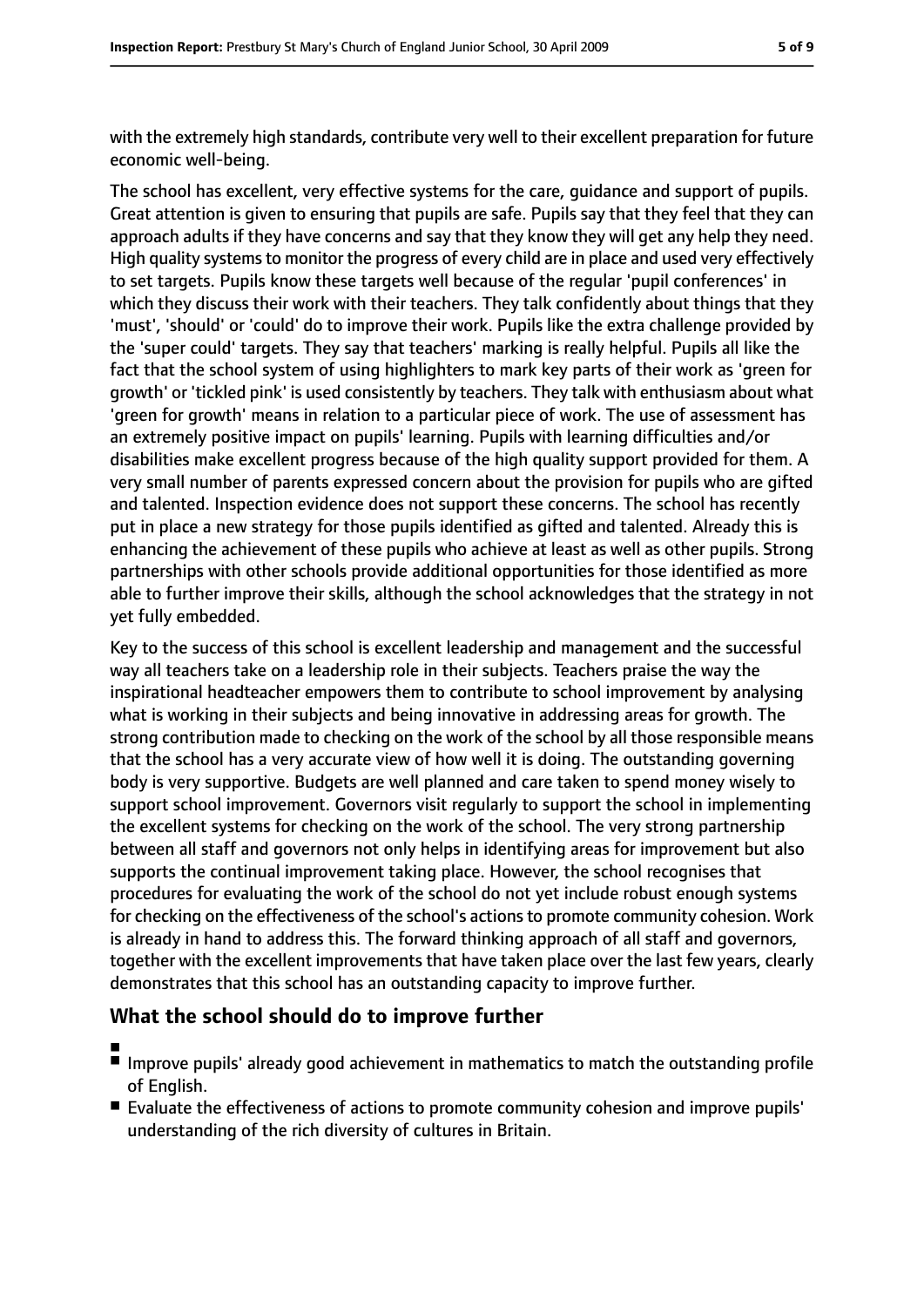with the extremely high standards, contribute very well to their excellent preparation for future economic well-being.

The school has excellent, very effective systems for the care, guidance and support of pupils. Great attention is given to ensuring that pupils are safe. Pupils say that they feel that they can approach adults if they have concerns and say that they know they will get any help they need. High quality systems to monitor the progress of every child are in place and used very effectively to set targets. Pupils know these targets well because of the regular 'pupil conferences' in which they discuss their work with their teachers. They talk confidently about things that they 'must', 'should' or 'could' do to improve their work. Pupils like the extra challenge provided by the 'super could' targets. They say that teachers' marking is really helpful. Pupils all like the fact that the school system of using highlighters to mark key parts of their work as 'green for growth' or 'tickled pink' is used consistently by teachers. They talk with enthusiasm about what 'green for growth' means in relation to a particular piece of work. The use of assessment has an extremely positive impact on pupils' learning. Pupils with learning difficulties and/or disabilities make excellent progress because of the high quality support provided for them. A very small number of parents expressed concern about the provision for pupils who are gifted and talented. Inspection evidence does not support these concerns. The school has recently put in place a new strategy for those pupils identified as gifted and talented. Already this is enhancing the achievement of these pupils who achieve at least as well as other pupils. Strong partnerships with other schools provide additional opportunities for those identified as more able to further improve their skills, although the school acknowledges that the strategy in not yet fully embedded.

Key to the success of this school is excellent leadership and management and the successful way all teachers take on a leadership role in their subjects. Teachers praise the way the inspirational headteacher empowers them to contribute to school improvement by analysing what is working in their subjects and being innovative in addressing areas for growth. The strong contribution made to checking on the work of the school by all those responsible means that the school has a very accurate view of how well it is doing. The outstanding governing body is very supportive. Budgets are well planned and care taken to spend money wisely to support school improvement. Governors visit regularly to support the school in implementing the excellent systems for checking on the work of the school. The very strong partnership between all staff and governors not only helps in identifying areas for improvement but also supports the continual improvement taking place. However, the school recognises that procedures for evaluating the work of the school do not yet include robust enough systems for checking on the effectiveness of the school's actions to promote community cohesion. Work is already in hand to address this. The forward thinking approach of all staff and governors, together with the excellent improvements that have taken place over the last few years, clearly demonstrates that this school has an outstanding capacity to improve further.

## What the school should do to improve further

- Improve pupils' already good achievement in mathematics to match the outstanding profile of English.
- Evaluate the effectiveness of actions to promote community cohesion and improve pupils' understanding of the rich diversity of cultures in Britain.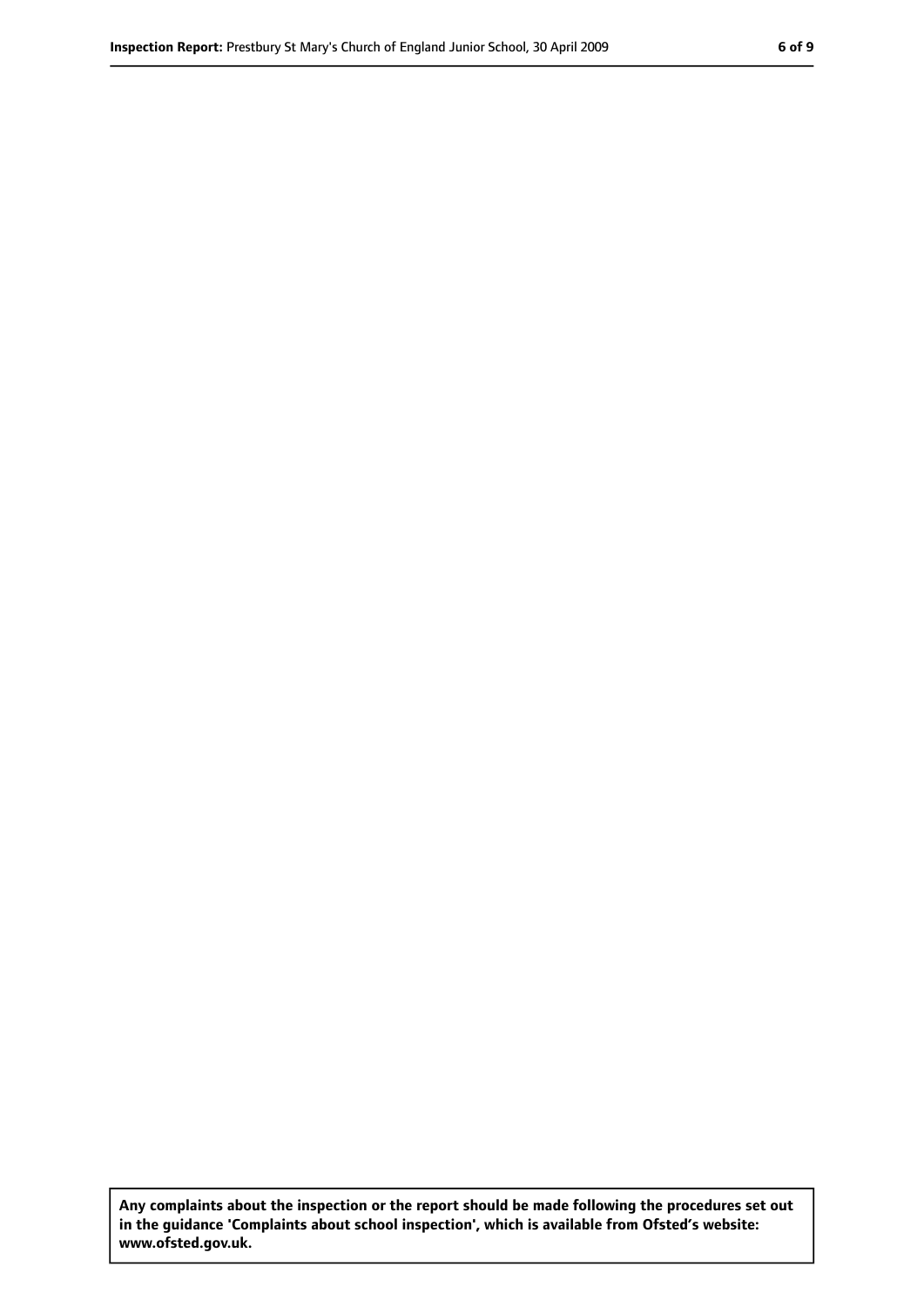**Any complaints about the inspection or the report should be made following the procedures set out in the guidance 'Complaints about school inspection', which is available from Ofsted's website: www.ofsted.gov.uk.**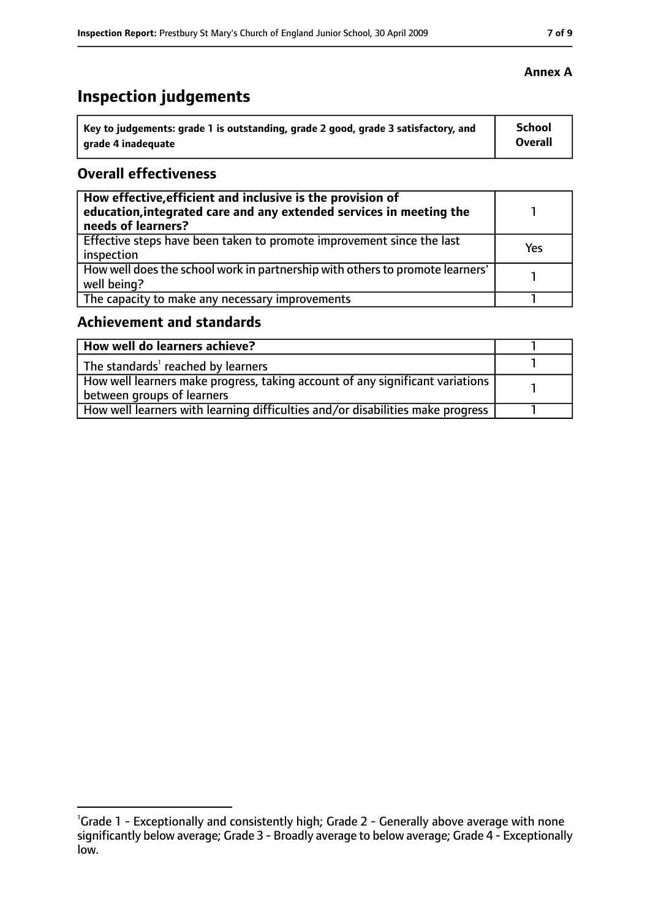**Annex A**

# Inspection judgements

| Key to judgements: grade 1 is outstanding, grade 2 good, grade 3 satisfactory, and grade 4 inadequate | School Overall |
|---|---|

## Overall effectiveness

| | |
|---|---|
| **How effective,efficient and inclusive is the provision of education,integrated care and any extended services in meeting the needs of learners?** | 1 |
| Effective steps have been taken to promote improvement since the last inspection | Yes |
| How well does the school work in partnership with others to promote learners' well being? | 1 |
| The capacity to make any necessary improvements | 1 |

## Achievement and standards

| | |
|---|---|
| **How well do learners achieve?** | 1 |
| The standards[1] reached by learners | 1 |
| How well learners make progress, taking account of any significant variations between groups of learners | 1 |
| How well learners with learning difficulties and/or disabilities make progress | 1 |

[1]Grade 1 - Exceptionally and consistently high; Grade 2 - Generally above average with none significantly below average; Grade 3 - Broadly average to below average; Grade 4 - Exceptionally low.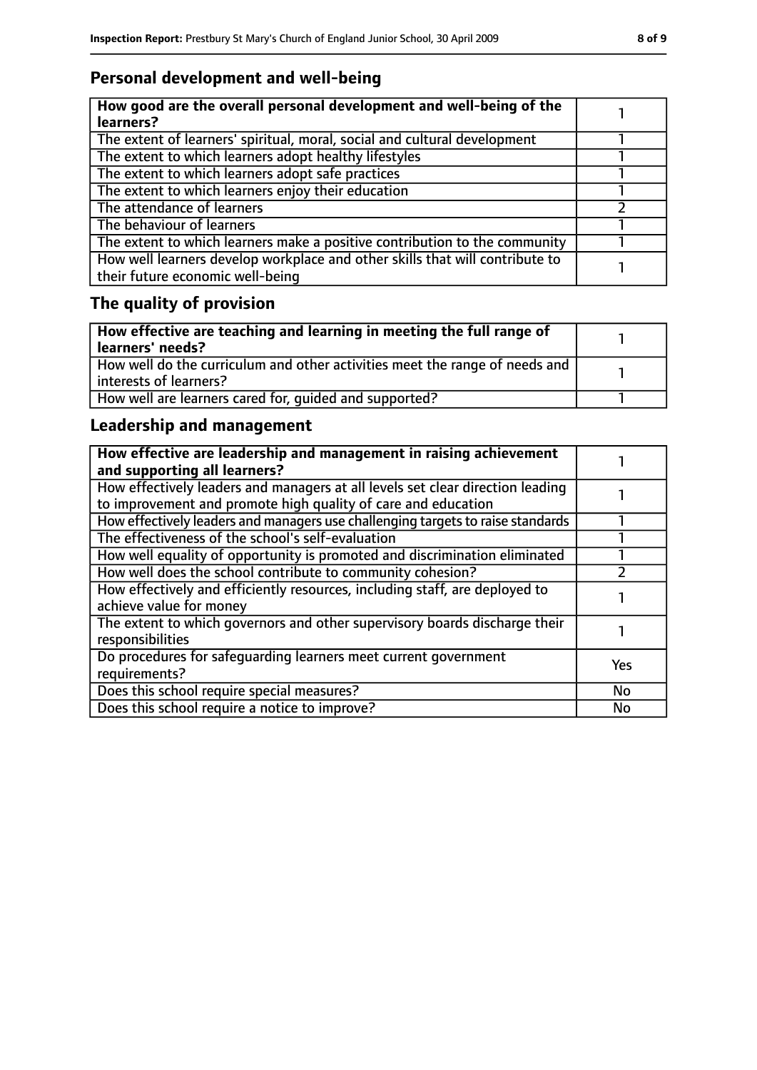## Personal development and well-being

| How good are the overall personal development and well-being of the learners? | 1 |
| --- | --- |
| The extent of learners' spiritual, moral, social and cultural development | 1 |
| The extent to which learners adopt healthy lifestyles | 1 |
| The extent to which learners adopt safe practices | 1 |
| The extent to which learners enjoy their education | 1 |
| The attendance of learners | 2 |
| The behaviour of learners | 1 |
| The extent to which learners make a positive contribution to the community | 1 |
| How well learners develop workplace and other skills that will contribute to their future economic well-being | 1 |

## The quality of provision

| How effective are teaching and learning in meeting the full range of learners' needs? | 1 |
| --- | --- |
| How well do the curriculum and other activities meet the range of needs and interests of learners? | 1 |
| How well are learners cared for, guided and supported? | 1 |

## Leadership and management

| How effective are leadership and management in raising achievement and supporting all learners? | 1 |
| --- | --- |
| How effectively leaders and managers at all levels set clear direction leading to improvement and promote high quality of care and education | 1 |
| How effectively leaders and managers use challenging targets to raise standards | 1 |
| The effectiveness of the school's self-evaluation | 1 |
| How well equality of opportunity is promoted and discrimination eliminated | 1 |
| How well does the school contribute to community cohesion? | 2 |
| How effectively and efficiently resources, including staff, are deployed to achieve value for money | 1 |
| The extent to which governors and other supervisory boards discharge their responsibilities | 1 |
| Do procedures for safeguarding learners meet current government requirements? | Yes |
| Does this school require special measures? | No |
| Does this school require a notice to improve? | No |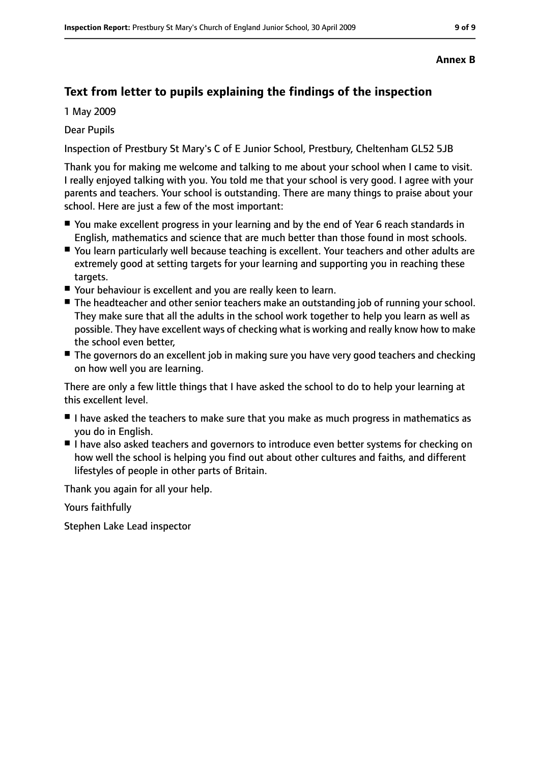**Annex B**

## Text from letter to pupils explaining the findings of the inspection

1 May 2009

Dear Pupils

Inspection of Prestbury St Mary's C of E Junior School, Prestbury, Cheltenham GL52 5JB

Thank you for making me welcome and talking to me about your school when I came to visit. I really enjoyed talking with you. You told me that your school is very good. I agree with your parents and teachers. Your school is outstanding. There are many things to praise about your school. Here are just a few of the most important:

- You make excellent progress in your learning and by the end of Year 6 reach standards in English, mathematics and science that are much better than those found in most schools.
- You learn particularly well because teaching is excellent. Your teachers and other adults are extremely good at setting targets for your learning and supporting you in reaching these targets.
- Your behaviour is excellent and you are really keen to learn.
- The headteacher and other senior teachers make an outstanding job of running your school. They make sure that all the adults in the school work together to help you learn as well as possible. They have excellent ways of checking what is working and really know how to make the school even better,
- The governors do an excellent job in making sure you have very good teachers and checking on how well you are learning.

There are only a few little things that I have asked the school to do to help your learning at this excellent level.

- I have asked the teachers to make sure that you make as much progress in mathematics as you do in English.
- I have also asked teachers and governors to introduce even better systems for checking on how well the school is helping you find out about other cultures and faiths, and different lifestyles of people in other parts of Britain.

Thank you again for all your help.

Yours faithfully

Stephen Lake Lead inspector